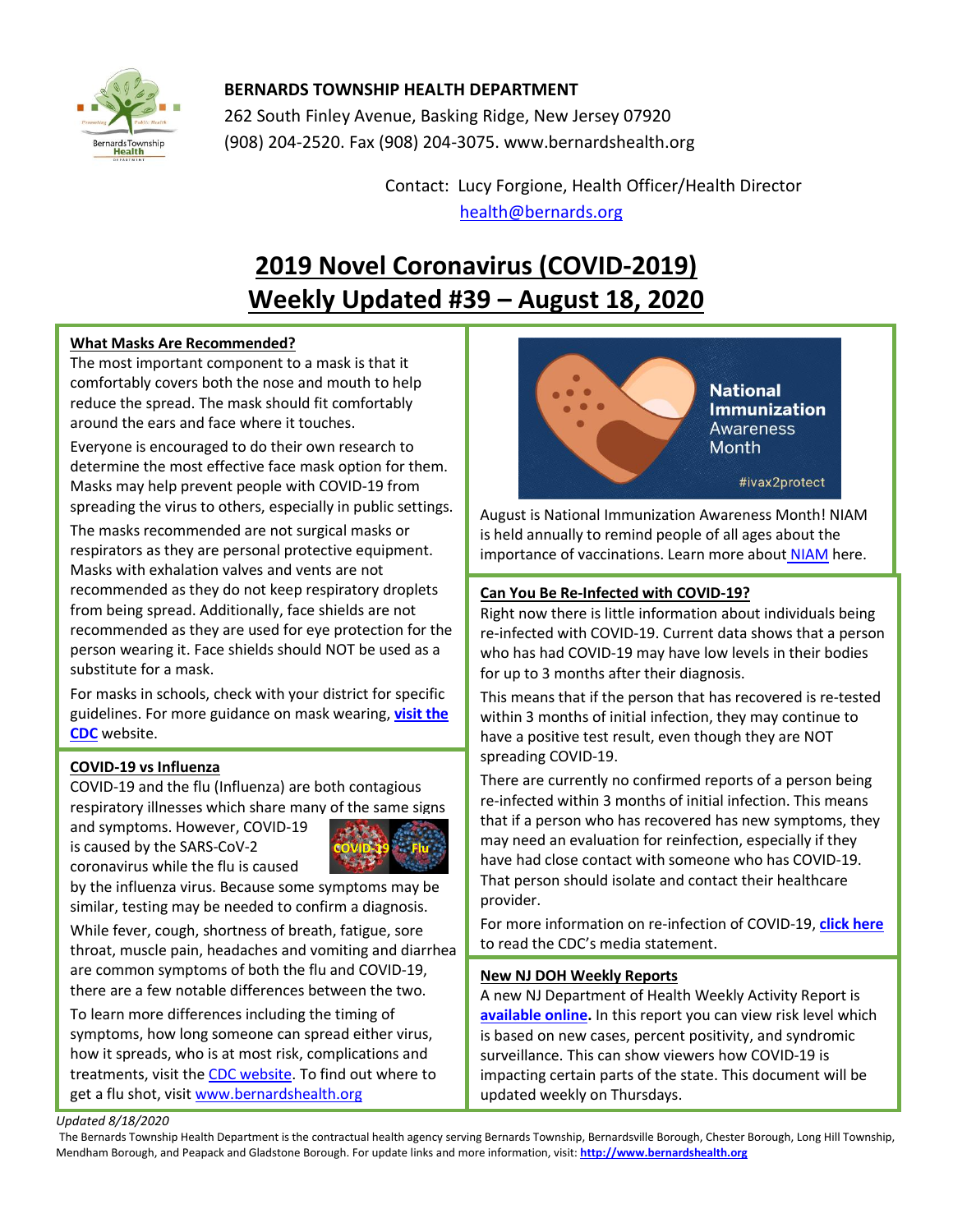**BERNARDS TOWNSHIP HEALTH DEPARTMENT**

262 South Finley Avenue, Basking Ridge, New Jersey 07920
(908) 204-2520. Fax (908) 204-3075. www.bernardshealth.org

Contact: Lucy Forgione, Health Officer/Health Director
health@bernards.org

# 2019 Novel Coronavirus (COVID-2019) Weekly Updated #39 – August 18, 2020

## What Masks Are Recommended?

The most important component to a mask is that it comfortably covers both the nose and mouth to help reduce the spread. The mask should fit comfortably around the ears and face where it touches.

Everyone is encouraged to do their own research to determine the most effective face mask option for them. Masks may help prevent people with COVID-19 from spreading the virus to others, especially in public settings.

The masks recommended are not surgical masks or respirators as they are personal protective equipment. Masks with exhalation valves and vents are not recommended as they do not keep respiratory droplets from being spread. Additionally, face shields are not recommended as they are used for eye protection for the person wearing it. Face shields should NOT be used as a substitute for a mask.

For masks in schools, check with your district for specific guidelines. For more guidance on mask wearing, **visit the CDC** website.

## COVID-19 vs Influenza

COVID-19 and the flu (Influenza) are both contagious respiratory illnesses which share many of the same signs and symptoms. However, COVID-19 is caused by the SARS-CoV-2 coronavirus while the flu is caused by the influenza virus. Because some symptoms may be similar, testing may be needed to confirm a diagnosis.

While fever, cough, shortness of breath, fatigue, sore throat, muscle pain, headaches and vomiting and diarrhea are common symptoms of both the flu and COVID-19, there are a few notable differences between the two.

To learn more differences including the timing of symptoms, how long someone can spread either virus, how it spreads, who is at most risk, complications and treatments, visit the CDC website. To find out where to get a flu shot, visit www.bernardshealth.org

## National Immunization Awareness Month

August is National Immunization Awareness Month! NIAM is held annually to remind people of all ages about the importance of vaccinations. Learn more about NIAM here.

## Can You Be Re-Infected with COVID-19?

Right now there is little information about individuals being re-infected with COVID-19. Current data shows that a person who has had COVID-19 may have low levels in their bodies for up to 3 months after their diagnosis.

This means that if the person that has recovered is re-tested within 3 months of initial infection, they may continue to have a positive test result, even though they are NOT spreading COVID-19.

There are currently no confirmed reports of a person being re-infected within 3 months of initial infection. This means that if a person who has recovered has new symptoms, they may need an evaluation for reinfection, especially if they have had close contact with someone who has COVID-19. That person should isolate and contact their healthcare provider.

For more information on re-infection of COVID-19, **click here** to read the CDC's media statement.

## New NJ DOH Weekly Reports

A new NJ Department of Health Weekly Activity Report is **available online.** In this report you can view risk level which is based on new cases, percent positivity, and syndromic surveillance. This can show viewers how COVID-19 is impacting certain parts of the state. This document will be updated weekly on Thursdays.

*Updated 8/18/2020*

The Bernards Township Health Department is the contractual health agency serving Bernards Township, Bernardsville Borough, Chester Borough, Long Hill Township, Mendham Borough, and Peapack and Gladstone Borough. For update links and more information, visit: **http://www.bernardshealth.org**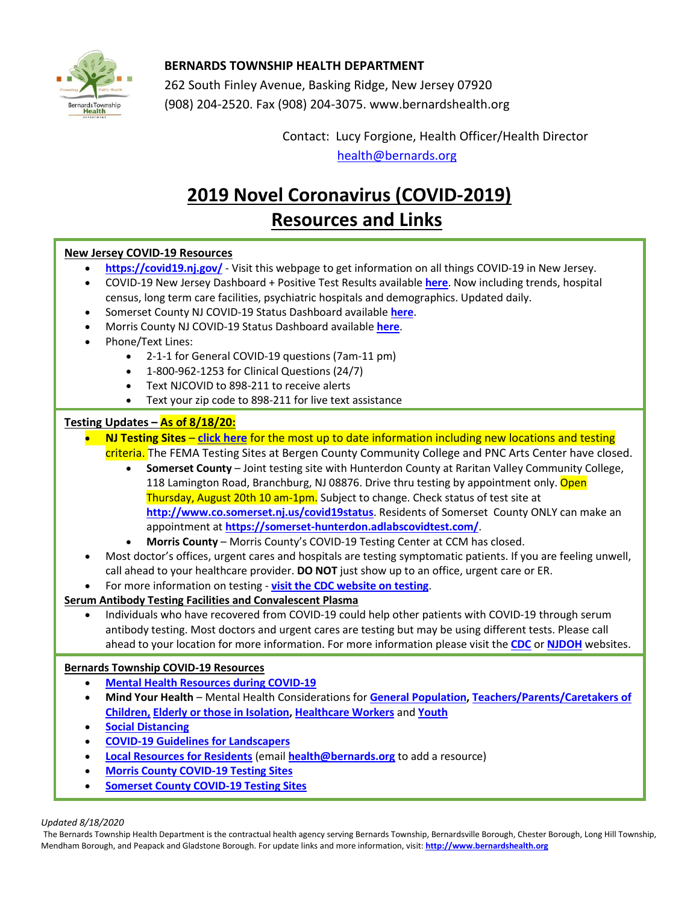**BERNARDS TOWNSHIP HEALTH DEPARTMENT**
262 South Finley Avenue, Basking Ridge, New Jersey 07920
(908) 204-2520. Fax (908) 204-3075. www.bernardshealth.org

Contact: Lucy Forgione, Health Officer/Health Director
health@bernards.org

# 2019 Novel Coronavirus (COVID-2019) Resources and Links

**New Jersey COVID-19 Resources**

- **https://covid19.nj.gov/** - Visit this webpage to get information on all things COVID-19 in New Jersey.
- COVID-19 New Jersey Dashboard + Positive Test Results available **here**. Now including trends, hospital census, long term care facilities, psychiatric hospitals and demographics. Updated daily.
- Somerset County NJ COVID-19 Status Dashboard available **here**.
- Morris County NJ COVID-19 Status Dashboard available **here**.
- Phone/Text Lines:
  - 2-1-1 for General COVID-19 questions (7am-11 pm)
  - 1-800-962-1253 for Clinical Questions (24/7)
  - Text NJCOVID to 898-211 to receive alerts
  - Text your zip code to 898-211 for live text assistance

**Testing Updates – As of 8/18/20:**

- **NJ Testing Sites** – **click here** for the most up to date information including new locations and testing criteria. The FEMA Testing Sites at Bergen County Community College and PNC Arts Center have closed.
  - **Somerset County** – Joint testing site with Hunterdon County at Raritan Valley Community College, 118 Lamington Road, Branchburg, NJ 08876. Drive thru testing by appointment only. Open Thursday, August 20th 10 am-1pm. Subject to change. Check status of test site at **http://www.co.somerset.nj.us/covid19status**. Residents of Somerset County ONLY can make an appointment at **https://somerset-hunterdon.adlabscovidtest.com/**.
  - **Morris County** – Morris County's COVID-19 Testing Center at CCM has closed.
- Most doctor's offices, urgent cares and hospitals are testing symptomatic patients. If you are feeling unwell, call ahead to your healthcare provider. **DO NOT** just show up to an office, urgent care or ER.
- For more information on testing - **visit the CDC website on testing**.

**Serum Antibody Testing Facilities and Convalescent Plasma**

- Individuals who have recovered from COVID-19 could help other patients with COVID-19 through serum antibody testing. Most doctors and urgent cares are testing but may be using different tests. Please call ahead to your location for more information. For more information please visit the **CDC** or **NJDOH** websites.

**Bernards Township COVID-19 Resources**

- **Mental Health Resources during COVID-19**
- **Mind Your Health** – Mental Health Considerations for **General Population**, **Teachers/Parents/Caretakers of Children**, **Elderly or those in Isolation**, **Healthcare Workers** and **Youth**
- **Social Distancing**
- **COVID-19 Guidelines for Landscapers**
- **Local Resources for Residents** (email **health@bernards.org** to add a resource)
- **Morris County COVID-19 Testing Sites**
- **Somerset County COVID-19 Testing Sites**

*Updated 8/18/2020*

The Bernards Township Health Department is the contractual health agency serving Bernards Township, Bernardsville Borough, Chester Borough, Long Hill Township, Mendham Borough, and Peapack and Gladstone Borough. For update links and more information, visit: **http://www.bernardshealth.org**